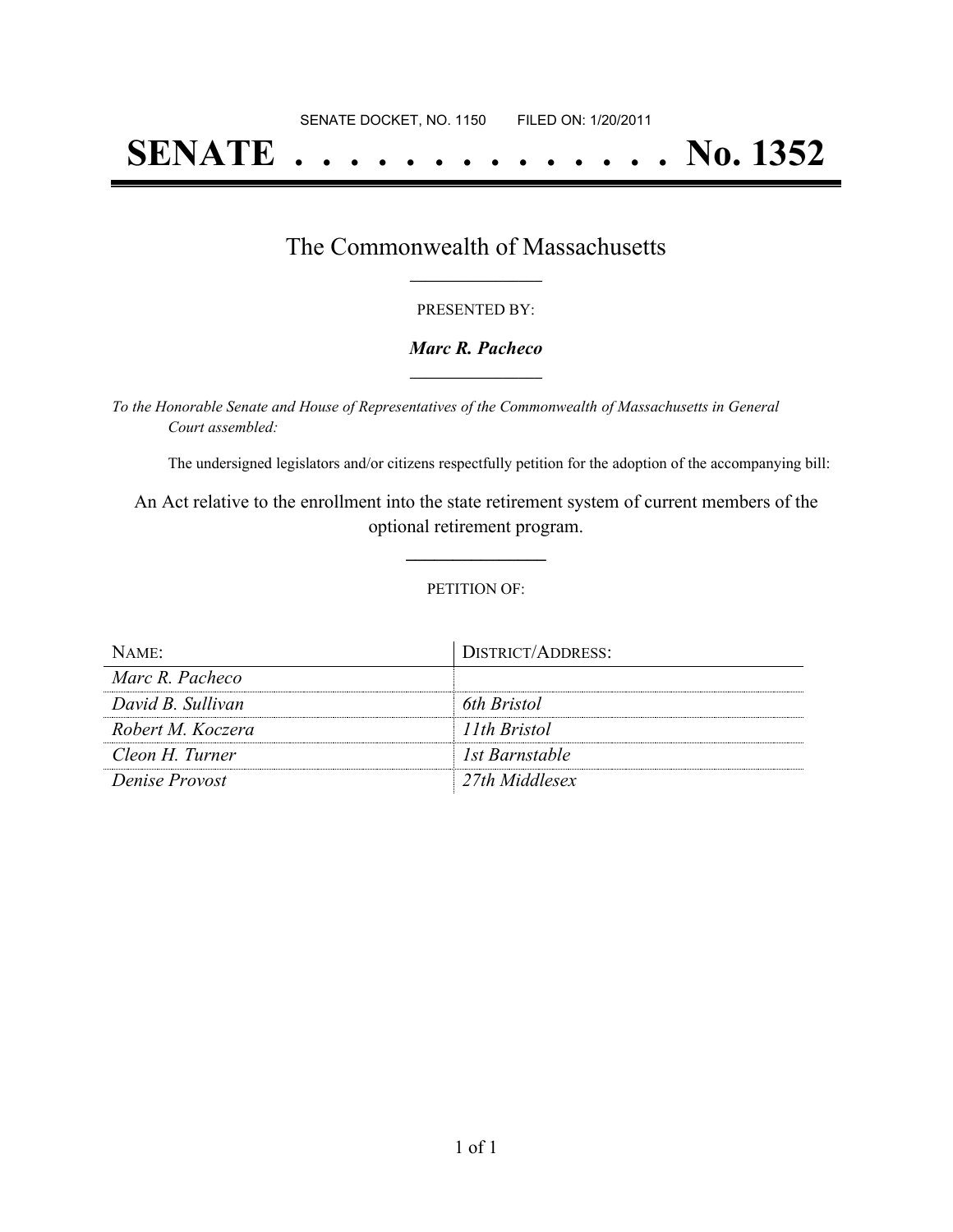SENATE DOCKET, NO. 1150 FILED ON: 1/20/2011

# SENATE . . . . . . . . . . . . . . No. 1352

## The Commonwealth of Massachusetts

PRESENTED BY:

***Marc R. Pacheco***

*To the Honorable Senate and House of Representatives of the Commonwealth of Massachusetts in General Court assembled:*

The undersigned legislators and/or citizens respectfully petition for the adoption of the accompanying bill:

An Act relative to the enrollment into the state retirement system of current members of the optional retirement program.

PETITION OF:

| NAME: | DISTRICT/ADDRESS: |
|---|---|
| *Marc R. Pacheco* | |
| *David B. Sullivan* | *6th Bristol* |
| *Robert M. Koczera* | *11th Bristol* |
| *Cleon H. Turner* | *1st Barnstable* |
| *Denise Provost* | *27th Middlesex* |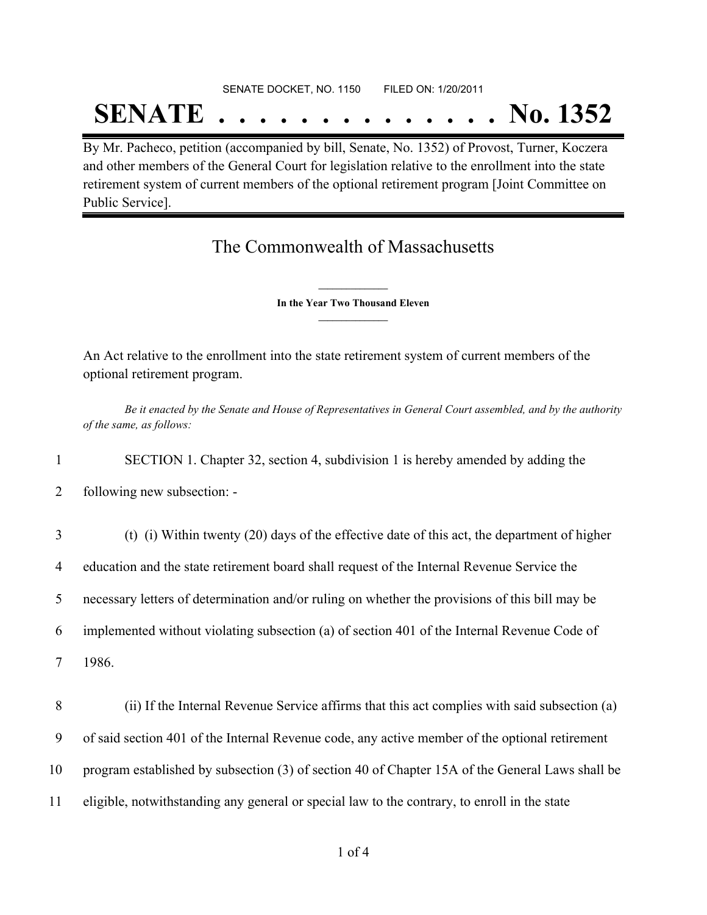SENATE DOCKET, NO. 1150        FILED ON: 1/20/2011

# SENATE . . . . . . . . . . . . . . No. 1352

By Mr. Pacheco, petition (accompanied by bill, Senate, No. 1352) of Provost, Turner, Koczera and other members of the General Court for legislation relative to the enrollment into the state retirement system of current members of the optional retirement program [Joint Committee on Public Service].

## The Commonwealth of Massachusetts

**In the Year Two Thousand Eleven**

An Act relative to the enrollment into the state retirement system of current members of the optional retirement program.

*Be it enacted by the Senate and House of Representatives in General Court assembled, and by the authority of the same, as follows:*

1 SECTION 1. Chapter 32, section 4, subdivision 1 is hereby amended by adding the
2 following new subsection: -

3 (t) (i) Within twenty (20) days of the effective date of this act, the department of higher
4 education and the state retirement board shall request of the Internal Revenue Service the
5 necessary letters of determination and/or ruling on whether the provisions of this bill may be
6 implemented without violating subsection (a) of section 401 of the Internal Revenue Code of
7 1986.

8 (ii) If the Internal Revenue Service affirms that this act complies with said subsection (a)
9 of said section 401 of the Internal Revenue code, any active member of the optional retirement
10 program established by subsection (3) of section 40 of Chapter 15A of the General Laws shall be
11 eligible, notwithstanding any general or special law to the contrary, to enroll in the state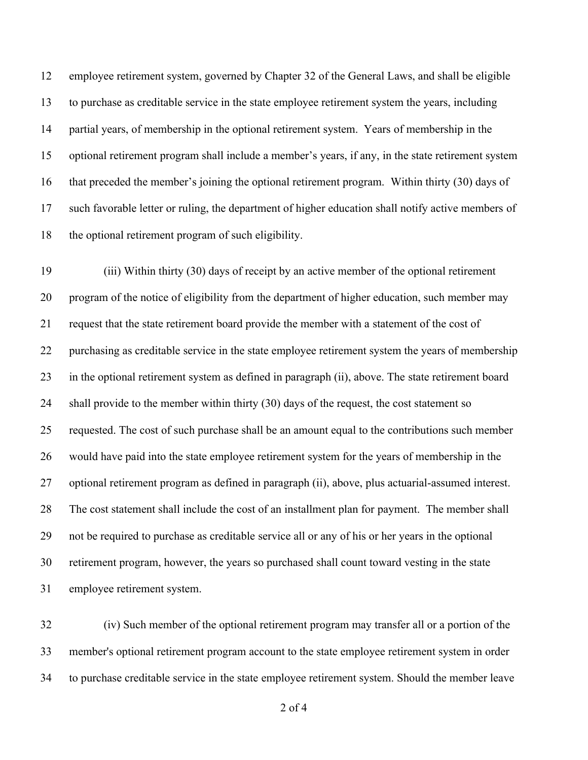employee retirement system, governed by Chapter 32 of the General Laws, and shall be eligible to purchase as creditable service in the state employee retirement system the years, including partial years, of membership in the optional retirement system. Years of membership in the optional retirement program shall include a member's years, if any, in the state retirement system that preceded the member's joining the optional retirement program. Within thirty (30) days of such favorable letter or ruling, the department of higher education shall notify active members of the optional retirement program of such eligibility.

(iii) Within thirty (30) days of receipt by an active member of the optional retirement program of the notice of eligibility from the department of higher education, such member may request that the state retirement board provide the member with a statement of the cost of purchasing as creditable service in the state employee retirement system the years of membership in the optional retirement system as defined in paragraph (ii), above. The state retirement board shall provide to the member within thirty (30) days of the request, the cost statement so requested. The cost of such purchase shall be an amount equal to the contributions such member would have paid into the state employee retirement system for the years of membership in the optional retirement program as defined in paragraph (ii), above, plus actuarial-assumed interest. The cost statement shall include the cost of an installment plan for payment. The member shall not be required to purchase as creditable service all or any of his or her years in the optional retirement program, however, the years so purchased shall count toward vesting in the state employee retirement system.

(iv) Such member of the optional retirement program may transfer all or a portion of the member's optional retirement program account to the state employee retirement system in order to purchase creditable service in the state employee retirement system. Should the member leave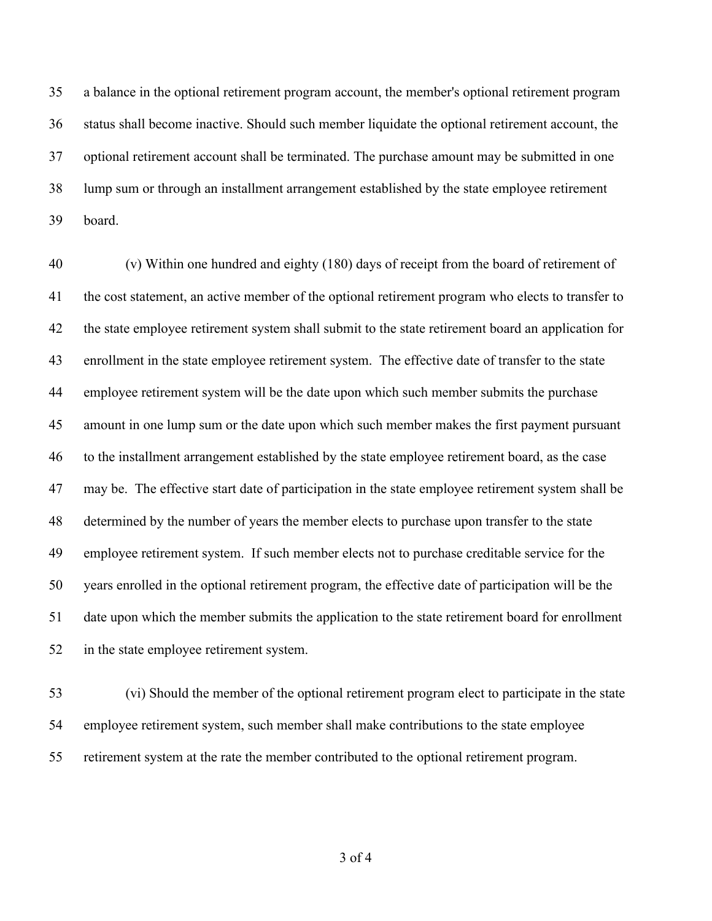a balance in the optional retirement program account, the member's optional retirement program status shall become inactive. Should such member liquidate the optional retirement account, the optional retirement account shall be terminated. The purchase amount may be submitted in one lump sum or through an installment arrangement established by the state employee retirement board.

(v) Within one hundred and eighty (180) days of receipt from the board of retirement of the cost statement, an active member of the optional retirement program who elects to transfer to the state employee retirement system shall submit to the state retirement board an application for enrollment in the state employee retirement system. The effective date of transfer to the state employee retirement system will be the date upon which such member submits the purchase amount in one lump sum or the date upon which such member makes the first payment pursuant to the installment arrangement established by the state employee retirement board, as the case may be. The effective start date of participation in the state employee retirement system shall be determined by the number of years the member elects to purchase upon transfer to the state employee retirement system. If such member elects not to purchase creditable service for the years enrolled in the optional retirement program, the effective date of participation will be the date upon which the member submits the application to the state retirement board for enrollment in the state employee retirement system.

(vi) Should the member of the optional retirement program elect to participate in the state employee retirement system, such member shall make contributions to the state employee retirement system at the rate the member contributed to the optional retirement program.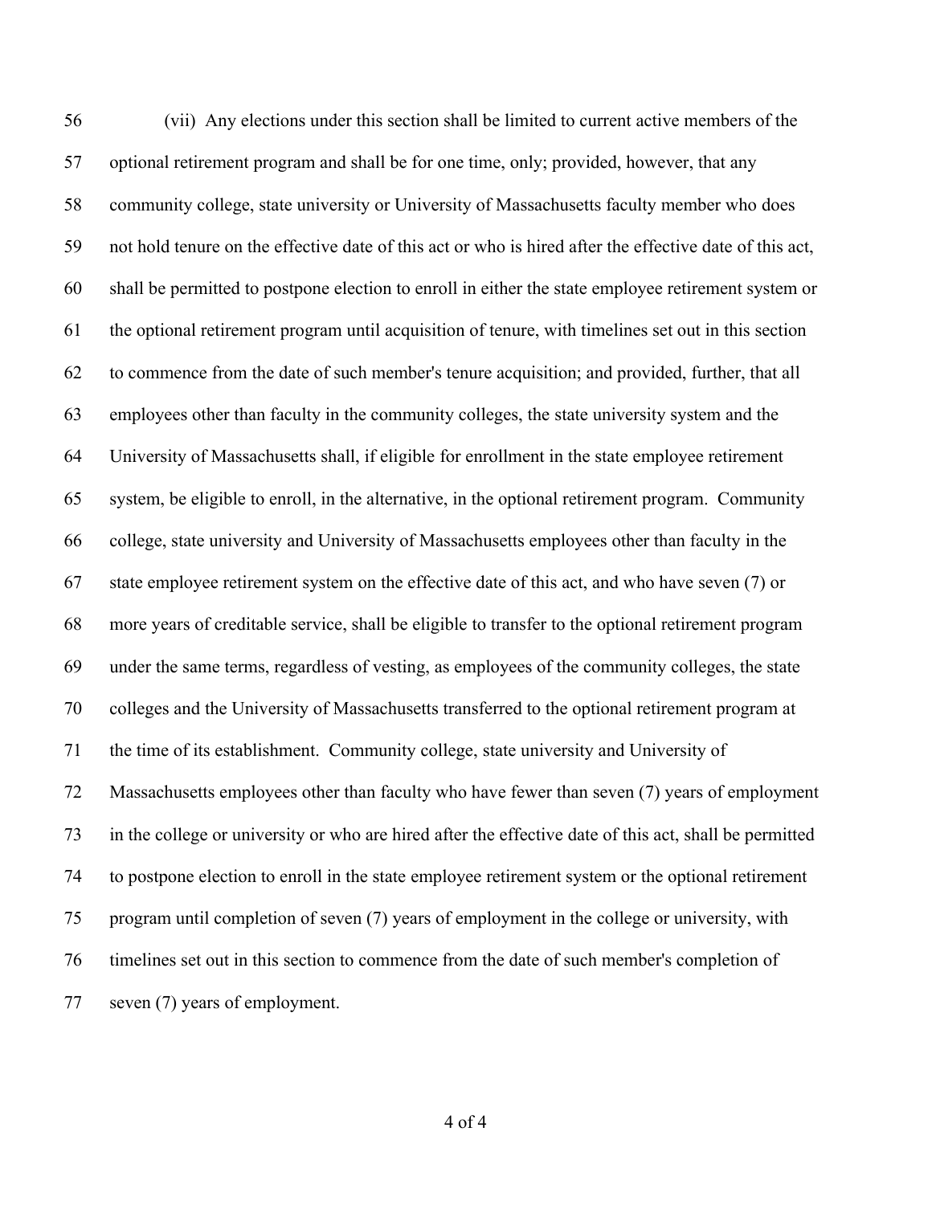(vii) Any elections under this section shall be limited to current active members of the optional retirement program and shall be for one time, only; provided, however, that any community college, state university or University of Massachusetts faculty member who does not hold tenure on the effective date of this act or who is hired after the effective date of this act, shall be permitted to postpone election to enroll in either the state employee retirement system or the optional retirement program until acquisition of tenure, with timelines set out in this section to commence from the date of such member's tenure acquisition; and provided, further, that all employees other than faculty in the community colleges, the state university system and the University of Massachusetts shall, if eligible for enrollment in the state employee retirement system, be eligible to enroll, in the alternative, in the optional retirement program. Community college, state university and University of Massachusetts employees other than faculty in the state employee retirement system on the effective date of this act, and who have seven (7) or more years of creditable service, shall be eligible to transfer to the optional retirement program under the same terms, regardless of vesting, as employees of the community colleges, the state colleges and the University of Massachusetts transferred to the optional retirement program at the time of its establishment. Community college, state university and University of Massachusetts employees other than faculty who have fewer than seven (7) years of employment in the college or university or who are hired after the effective date of this act, shall be permitted to postpone election to enroll in the state employee retirement system or the optional retirement program until completion of seven (7) years of employment in the college or university, with timelines set out in this section to commence from the date of such member's completion of seven (7) years of employment.